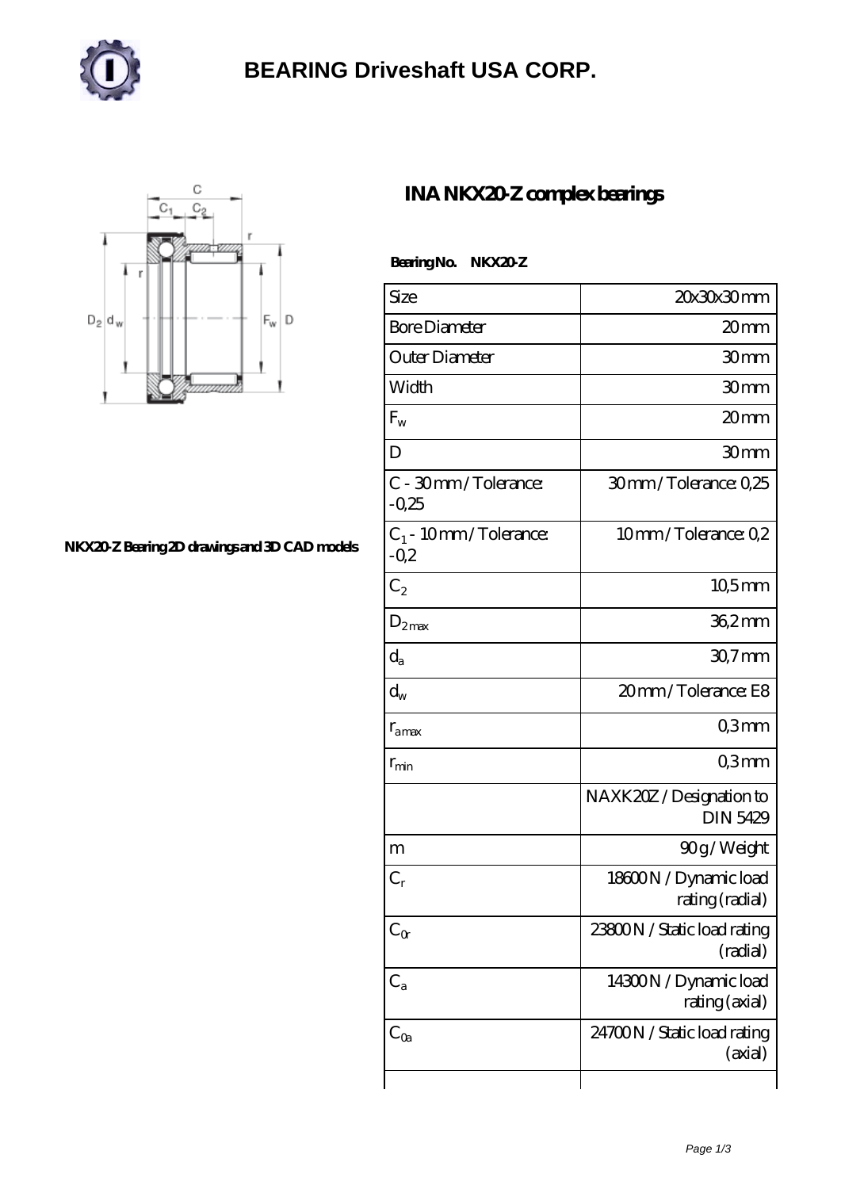# BEARING Driveshaft USA CORP.

NKX20-Z Bearing 2D drawings and 3D CAD models

## INA NKX20-Z complex bearings

**Bearing No. NKX20-Z**

| | |
|---|---|
| Size | 20x30x30 mm |
| Bore Diameter | 20 mm |
| Outer Diameter | 30 mm |
| Width | 30 mm |
| $F_w$ | 20 mm |
| D | 30 mm |
| C - 30 mm / Tolerance: -0,25 | 30 mm / Tolerance: 0,25 |
| $C_1$ - 10 mm / Tolerance: -0,2 | 10 mm / Tolerance: 0,2 |
| $C_2$ | 10,5 mm |
| $D_{2 max}$ | 36,2 mm |
| $d_a$ | 30,7 mm |
| $d_w$ | 20 mm / Tolerance: E8 |
| $r_{a max}$ | 0,3 mm |
| $r_{min}$ | 0,3 mm |
| | NAXK20Z / Designation to DIN 5429 |
| m | 90 g / Weight |
| $C_r$ | 18600 N / Dynamic load rating (radial) |
| $C_{0r}$ | 23800 N / Static load rating (radial) |
| $C_a$ | 14300 N / Dynamic load rating (axial) |
| $C_{0a}$ | 24700 N / Static load rating (axial) |
| | |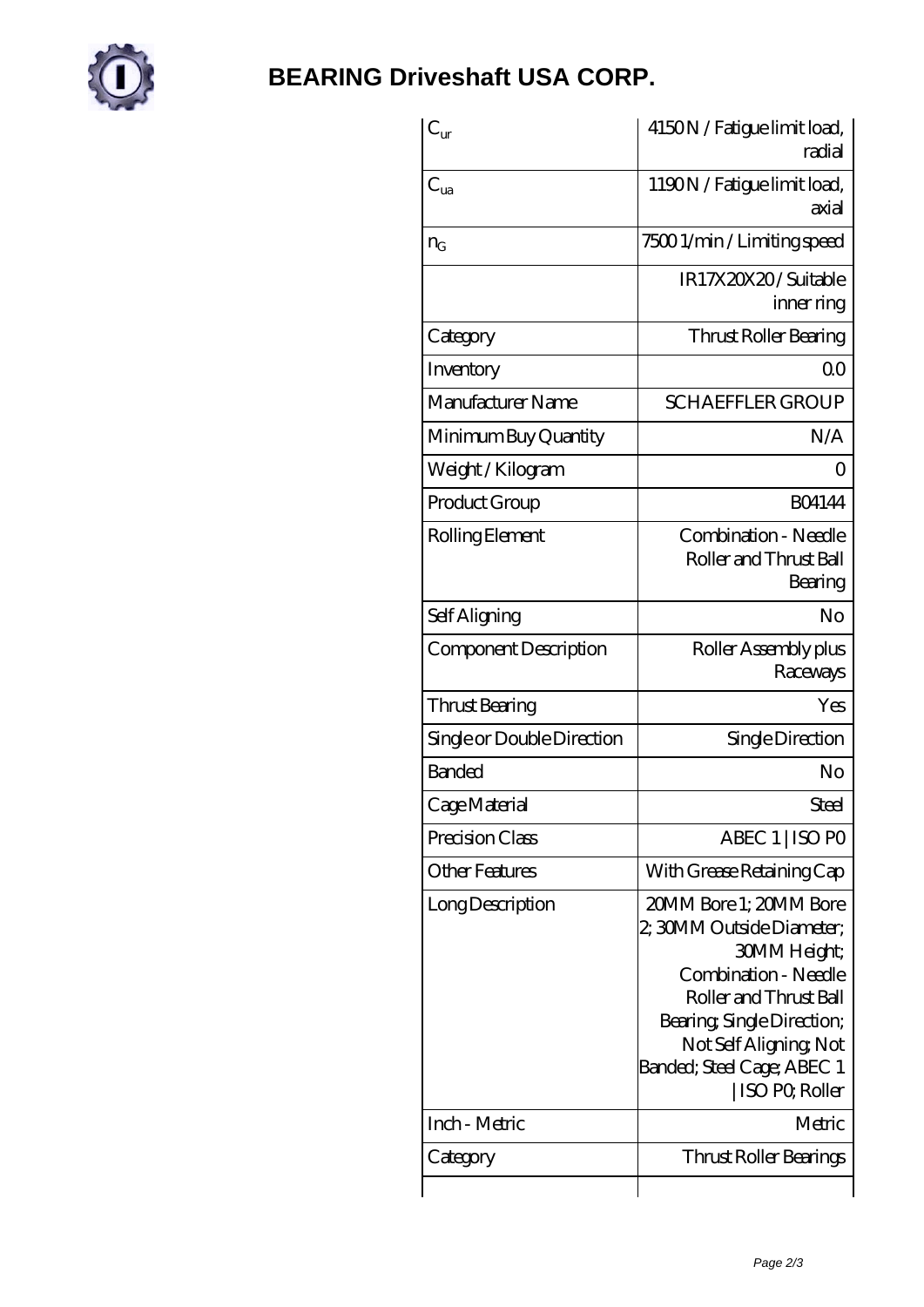# BEARING Driveshaft USA CORP.

| | |
|---|---|
| $C_{ur}$ | 4150 N / Fatigue limit load, radial |
| $C_{ua}$ | 1190 N / Fatigue limit load, axial |
| $n_G$ | 7500 1/min / Limiting speed |
| | IR17X20X20 / Suitable inner ring |
| Category | Thrust Roller Bearing |
| Inventory | 0.0 |
| Manufacturer Name | SCHAEFFLER GROUP |
| Minimum Buy Quantity | N/A |
| Weight / Kilogram | 0 |
| Product Group | B04144 |
| Rolling Element | Combination - Needle Roller and Thrust Ball Bearing |
| Self Aligning | No |
| Component Description | Roller Assembly plus Raceways |
| Thrust Bearing | Yes |
| Single or Double Direction | Single Direction |
| Banded | No |
| Cage Material | Steel |
| Precision Class | ABEC 1 \| ISO P0 |
| Other Features | With Grease Retaining Cap |
| Long Description | 20MM Bore 1; 20MM Bore 2; 30MM Outside Diameter; 30MM Height; Combination - Needle Roller and Thrust Ball Bearing; Single Direction; Not Self Aligning; Not Banded; Steel Cage; ABEC 1 \| ISO P0; Roller |
| Inch - Metric | Metric |
| Category | Thrust Roller Bearings |
| | |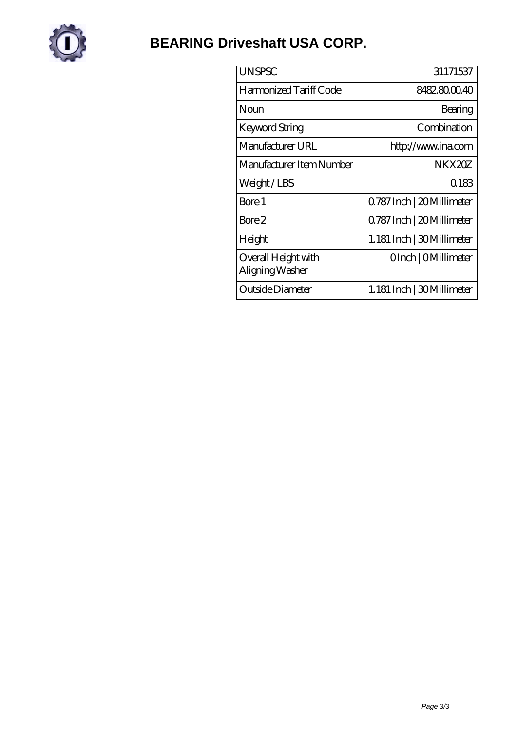# BEARING Driveshaft USA CORP.

| | |
|---|---|
| UNSPSC | 31171537 |
| Harmonized Tariff Code | 8482.80.00.40 |
| Noun | Bearing |
| Keyword String | Combination |
| Manufacturer URL | http://www.ina.com |
| Manufacturer Item Number | NKX20Z |
| Weight / LBS | 0.183 |
| Bore 1 | 0.787 Inch \| 20 Millimeter |
| Bore 2 | 0.787 Inch \| 20 Millimeter |
| Height | 1.181 Inch \| 30 Millimeter |
| Overall Height with Aligning Washer | 0 Inch \| 0 Millimeter |
| Outside Diameter | 1.181 Inch \| 30 Millimeter |